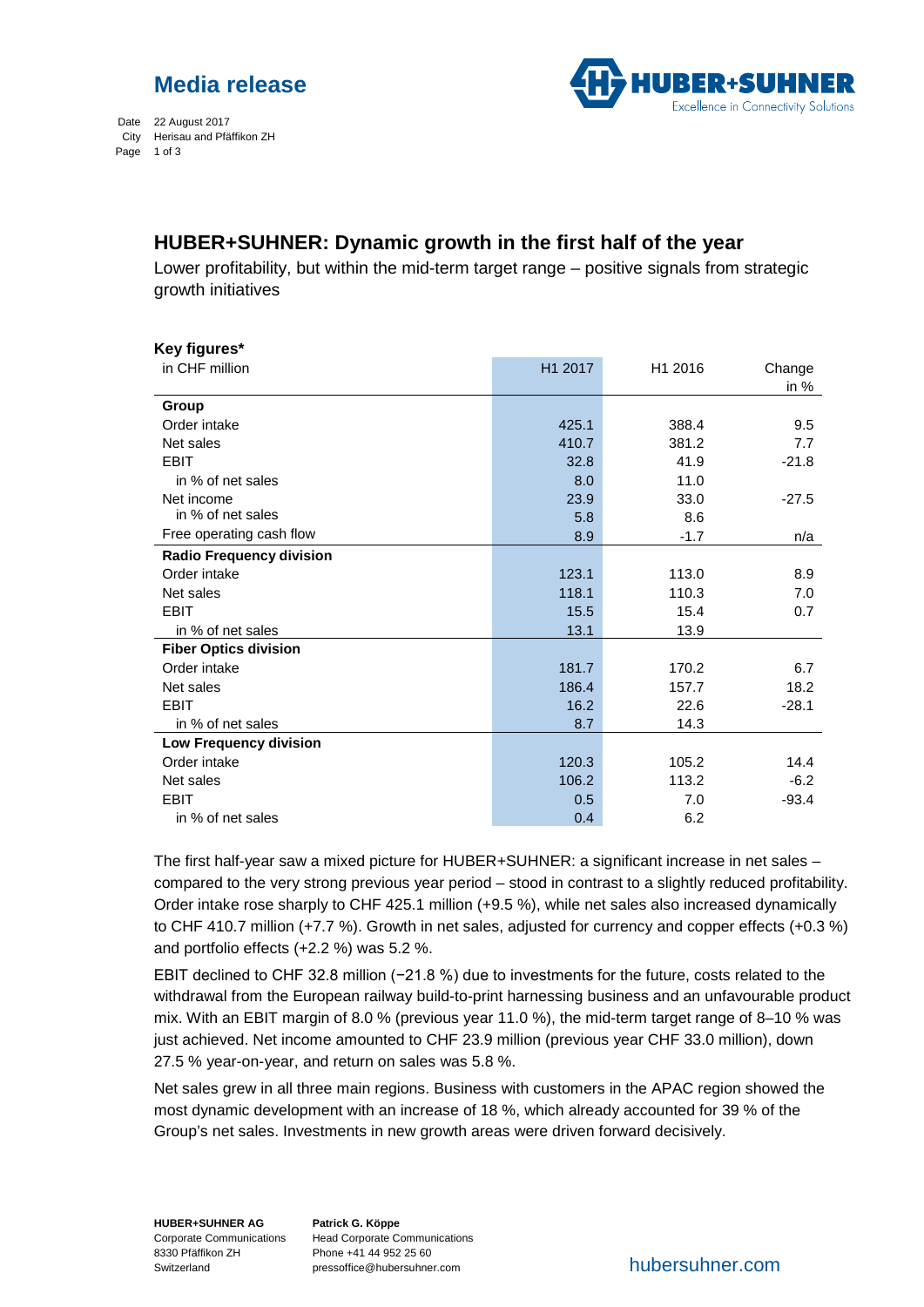Media release

Date 22 August 2017
City Herisau and Pfäffikon ZH

# HUBER+SUHNER: Dynamic growth in the first half of the year

Lower profitability, but within the mid-term target range – positive signals from strategic growth initiatives

**Key figures***

| in CHF million | H1 2017 | H1 2016 | Change in % |
|---|---|---|---|
| **Group** | | | |
| Order intake | 425.1 | 388.4 | 9.5 |
| Net sales | 410.7 | 381.2 | 7.7 |
| EBIT | 32.8 | 41.9 | -21.8 |
| in % of net sales | 8.0 | 11.0 | |
| Net income | 23.9 | 33.0 | -27.5 |
| in % of net sales | 5.8 | 8.6 | |
| Free operating cash flow | 8.9 | -1.7 | n/a |
| **Radio Frequency division** | | | |
| Order intake | 123.1 | 113.0 | 8.9 |
| Net sales | 118.1 | 110.3 | 7.0 |
| EBIT | 15.5 | 15.4 | 0.7 |
| in % of net sales | 13.1 | 13.9 | |
| **Fiber Optics division** | | | |
| Order intake | 181.7 | 170.2 | 6.7 |
| Net sales | 186.4 | 157.7 | 18.2 |
| EBIT | 16.2 | 22.6 | -28.1 |
| in % of net sales | 8.7 | 14.3 | |
| **Low Frequency division** | | | |
| Order intake | 120.3 | 105.2 | 14.4 |
| Net sales | 106.2 | 113.2 | -6.2 |
| EBIT | 0.5 | 7.0 | -93.4 |
| in % of net sales | 0.4 | 6.2 | |

The first half-year saw a mixed picture for HUBER+SUHNER: a significant increase in net sales – compared to the very strong previous year period – stood in contrast to a slightly reduced profitability. Order intake rose sharply to CHF 425.1 million (+9.5 %), while net sales also increased dynamically to CHF 410.7 million (+7.7 %). Growth in net sales, adjusted for currency and copper effects (+0.3 %) and portfolio effects (+2.2 %) was 5.2 %.

EBIT declined to CHF 32.8 million (−21.8 %) due to investments for the future, costs related to the withdrawal from the European railway build-to-print harnessing business and an unfavourable product mix. With an EBIT margin of 8.0 % (previous year 11.0 %), the mid-term target range of 8–10 % was just achieved. Net income amounted to CHF 23.9 million (previous year CHF 33.0 million), down 27.5 % year-on-year, and return on sales was 5.8 %.

Net sales grew in all three main regions. Business with customers in the APAC region showed the most dynamic development with an increase of 18 %, which already accounted for 39 % of the Group's net sales. Investments in new growth areas were driven forward decisively.

**HUBER+SUHNER AG**
Corporate Communications
8330 Pfäffikon ZH
Switzerland

**Patrick G. Köppe**
Head Corporate Communications
Phone +41 44 952 25 60
pressoffice@hubersuhner.com

hubersuhner.com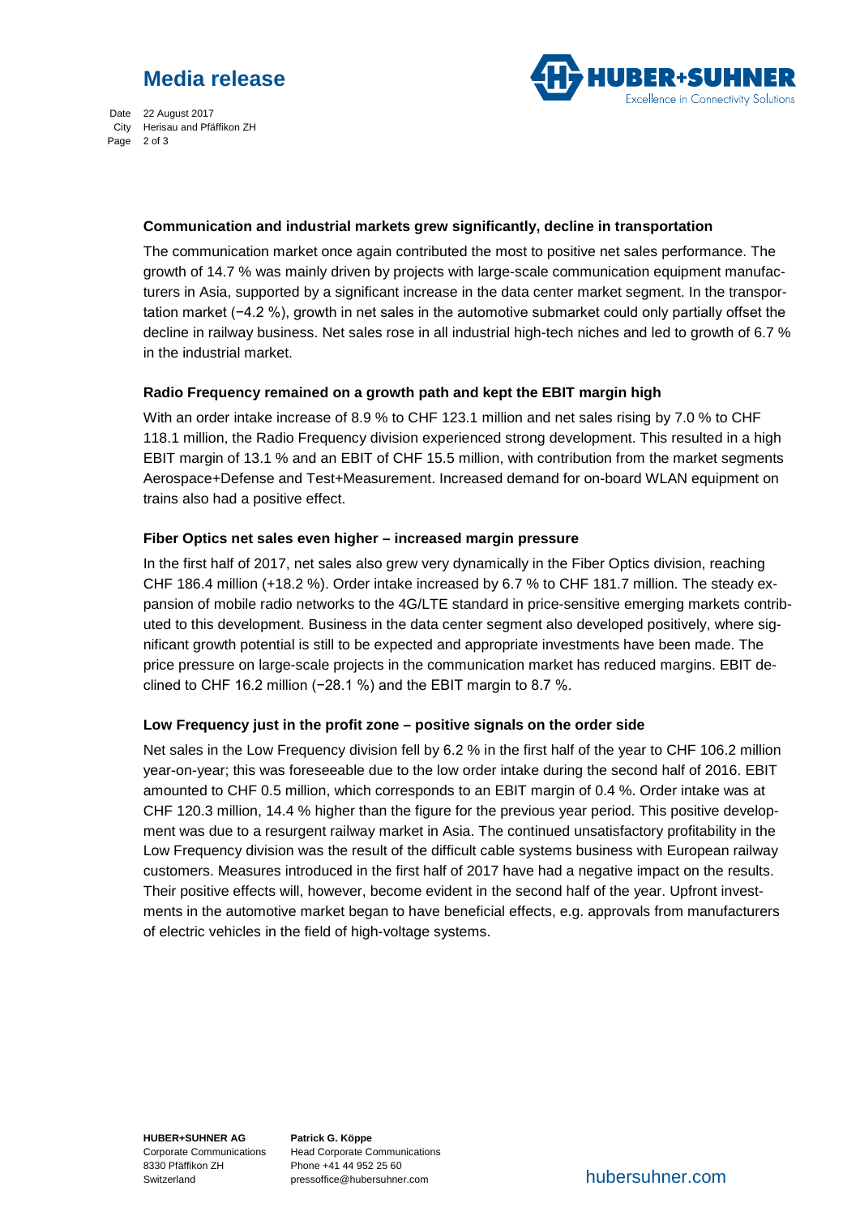### Communication and industrial markets grew significantly, decline in transportation

The communication market once again contributed the most to positive net sales performance. The growth of 14.7 % was mainly driven by projects with large-scale communication equipment manufacturers in Asia, supported by a significant increase in the data center market segment. In the transportation market (−4.2 %), growth in net sales in the automotive submarket could only partially offset the decline in railway business. Net sales rose in all industrial high-tech niches and led to growth of 6.7 % in the industrial market.

### Radio Frequency remained on a growth path and kept the EBIT margin high

With an order intake increase of 8.9 % to CHF 123.1 million and net sales rising by 7.0 % to CHF 118.1 million, the Radio Frequency division experienced strong development. This resulted in a high EBIT margin of 13.1 % and an EBIT of CHF 15.5 million, with contribution from the market segments Aerospace+Defense and Test+Measurement. Increased demand for on-board WLAN equipment on trains also had a positive effect.

### Fiber Optics net sales even higher – increased margin pressure

In the first half of 2017, net sales also grew very dynamically in the Fiber Optics division, reaching CHF 186.4 million (+18.2 %). Order intake increased by 6.7 % to CHF 181.7 million. The steady expansion of mobile radio networks to the 4G/LTE standard in price-sensitive emerging markets contributed to this development. Business in the data center segment also developed positively, where significant growth potential is still to be expected and appropriate investments have been made. The price pressure on large-scale projects in the communication market has reduced margins. EBIT declined to CHF 16.2 million (−28.1 %) and the EBIT margin to 8.7 %.

### Low Frequency just in the profit zone – positive signals on the order side

Net sales in the Low Frequency division fell by 6.2 % in the first half of the year to CHF 106.2 million year-on-year; this was foreseeable due to the low order intake during the second half of 2016. EBIT amounted to CHF 0.5 million, which corresponds to an EBIT margin of 0.4 %. Order intake was at CHF 120.3 million, 14.4 % higher than the figure for the previous year period. This positive development was due to a resurgent railway market in Asia. The continued unsatisfactory profitability in the Low Frequency division was the result of the difficult cable systems business with European railway customers. Measures introduced in the first half of 2017 have had a negative impact on the results. Their positive effects will, however, become evident in the second half of the year. Upfront investments in the automotive market began to have beneficial effects, e.g. approvals from manufacturers of electric vehicles in the field of high-voltage systems.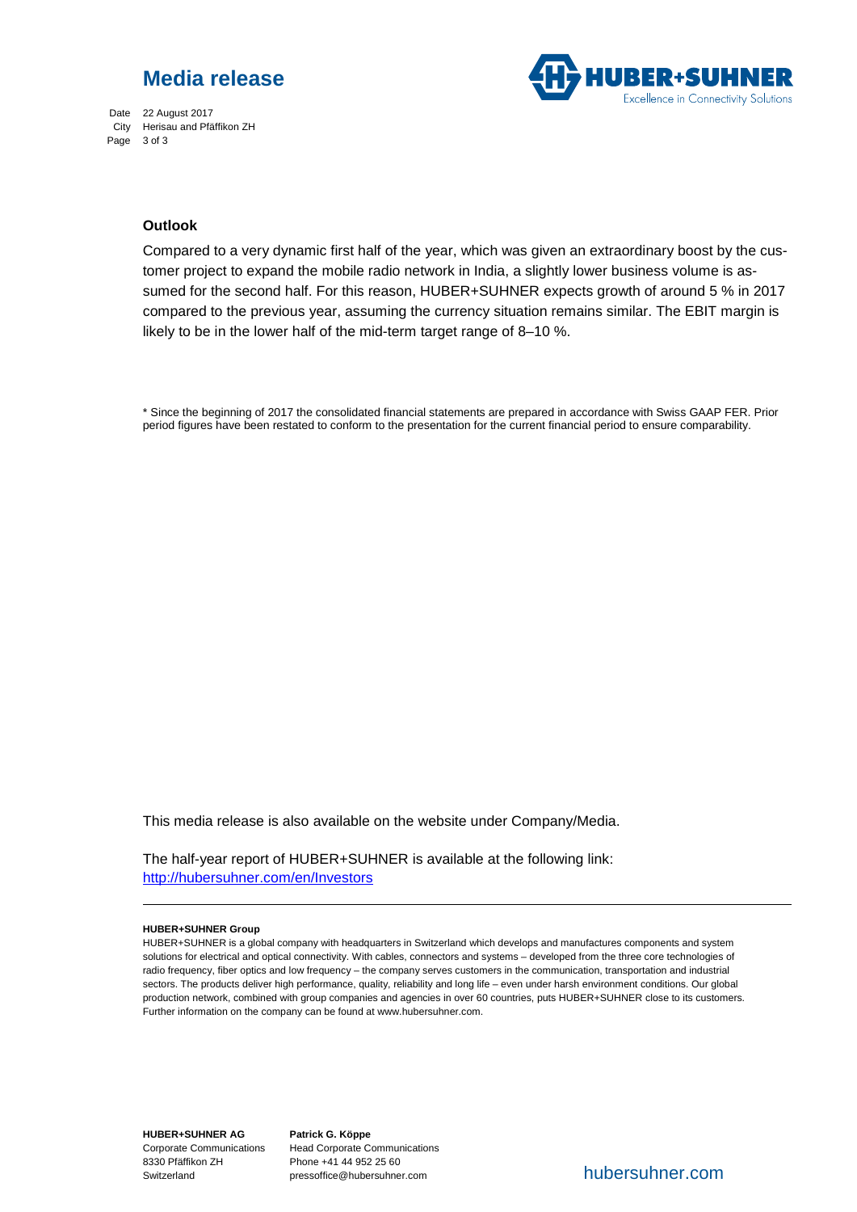## Outlook

Compared to a very dynamic first half of the year, which was given an extraordinary boost by the customer project to expand the mobile radio network in India, a slightly lower business volume is assumed for the second half. For this reason, HUBER+SUHNER expects growth of around 5 % in 2017 compared to the previous year, assuming the currency situation remains similar. The EBIT margin is likely to be in the lower half of the mid-term target range of 8–10 %.

* Since the beginning of 2017 the consolidated financial statements are prepared in accordance with Swiss GAAP FER. Prior period figures have been restated to conform to the presentation for the current financial period to ensure comparability.

This media release is also available on the website under Company/Media.

The half-year report of HUBER+SUHNER is available at the following link:
[http://hubersuhner.com/en/Investors](http://hubersuhner.com/en/Investors)

---

**HUBER+SUHNER Group**

HUBER+SUHNER is a global company with headquarters in Switzerland which develops and manufactures components and system solutions for electrical and optical connectivity. With cables, connectors and systems – developed from the three core technologies of radio frequency, fiber optics and low frequency – the company serves customers in the communication, transportation and industrial sectors. The products deliver high performance, quality, reliability and long life – even under harsh environment conditions. Our global production network, combined with group companies and agencies in over 60 countries, puts HUBER+SUHNER close to its customers. Further information on the company can be found at www.hubersuhner.com.

**HUBER+SUHNER AG**
Corporate Communications
8330 Pfäffikon ZH
Switzerland

**Patrick G. Köppe**
Head Corporate Communications
Phone +41 44 952 25 60
pressoffice@hubersuhner.com